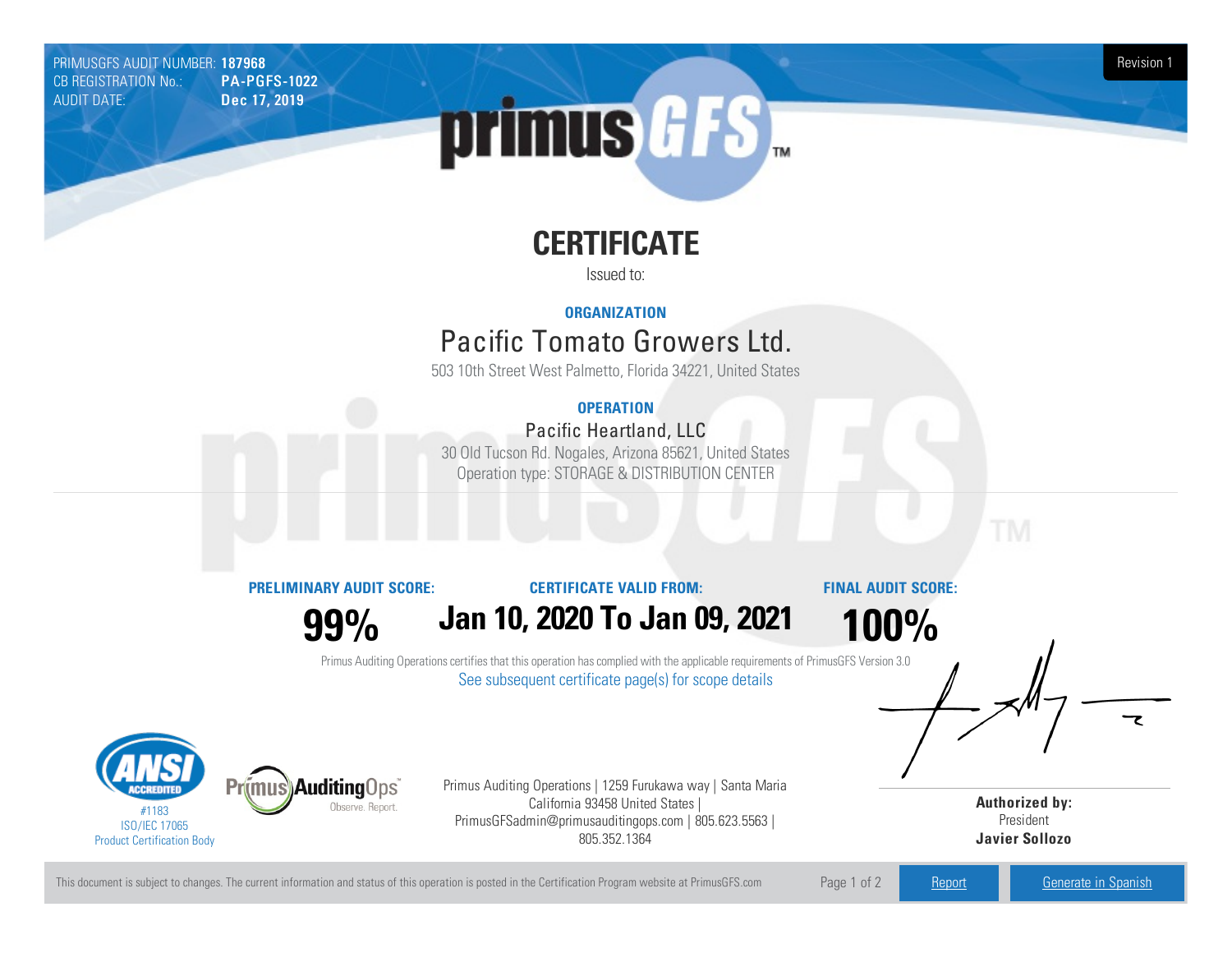PRIMUSGFS AUDIT NUMBER: **187968**
CB REGISTRATION No.: **PA-PGFS-1022**
AUDIT DATE: **Dec 17, 2019**

Revision 1

# CERTIFICATE

Issued to:

**ORGANIZATION**

## Pacific Tomato Growers Ltd.

503 10th Street West Palmetto, Florida 34221, United States

**OPERATION**

### Pacific Heartland, LLC

30 Old Tucson Rd. Nogales, Arizona 85621, United States
Operation type: STORAGE & DISTRIBUTION CENTER

| PRELIMINARY AUDIT SCORE: | CERTIFICATE VALID FROM: | FINAL AUDIT SCORE: |
| --- | --- | --- |
| **99%** | **Jan 10, 2020 To Jan 09, 2021** | **100%** |

Primus Auditing Operations certifies that this operation has complied with the applicable requirements of PrimusGFS Version 3.0

See subsequent certificate page(s) for scope details

#1183
ISO/IEC 17065
Product Certification Body

Primus Auditing Operations | 1259 Furukawa way | Santa Maria California 93458 United States | PrimusGFSadmin@primusauditingops.com | 805.623.5563 | 805.352.1364

**Authorized by:**
President
**Javier Sollozo**

This document is subject to changes. The current information and status of this operation is posted in the Certification Program website at PrimusGFS.com

Report | Generate in Spanish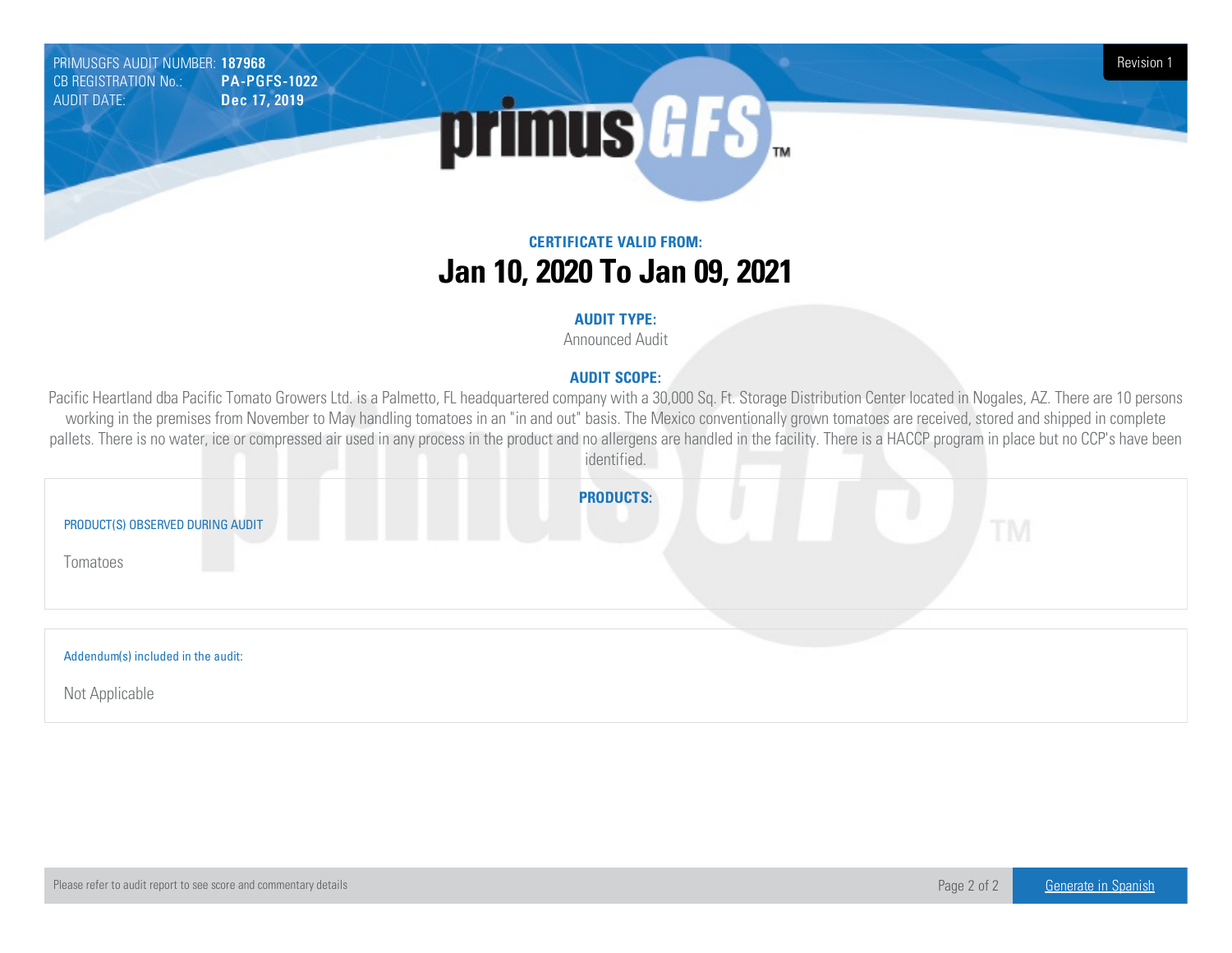PRIMUSGFS AUDIT NUMBER: **187968**
CB REGISTRATION No.: **PA-PGFS-1022**
AUDIT DATE: **Dec 17, 2019**

Revision 1

**CERTIFICATE VALID FROM:**

# Jan 10, 2020 To Jan 09, 2021

**AUDIT TYPE:**

Announced Audit

**AUDIT SCOPE:**

Pacific Heartland dba Pacific Tomato Growers Ltd. is a Palmetto, FL headquartered company with a 30,000 Sq. Ft. Storage Distribution Center located in Nogales, AZ. There are 10 persons working in the premises from November to May handling tomatoes in an "in and out" basis. The Mexico conventionally grown tomatoes are received, stored and shipped in complete pallets. There is no water, ice or compressed air used in any process in the product and no allergens are handled in the facility. There is a HACCP program in place but no CCP's have been identified.

**PRODUCTS:**

PRODUCT(S) OBSERVED DURING AUDIT

Tomatoes

Addendum(s) included in the audit:

Not Applicable

Please refer to audit report to see score and commentary details

Generate in Spanish